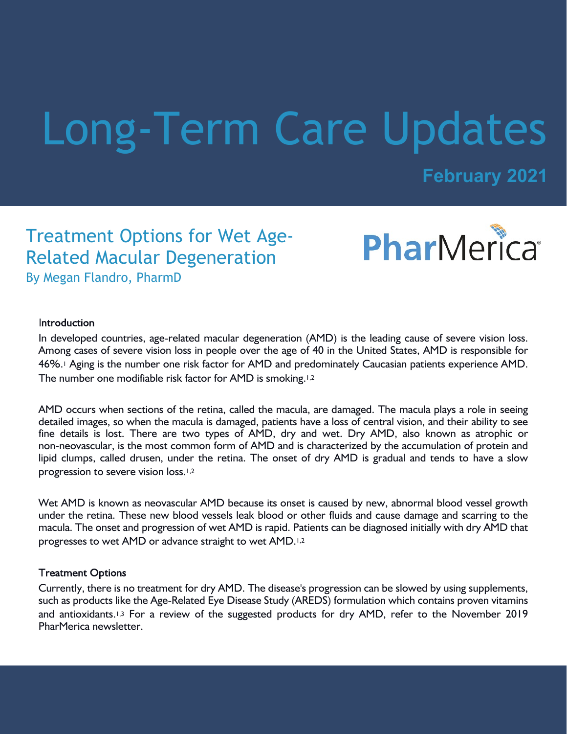# Long-Term Care Updates

**February 2021**

## Treatment Options for Wet Age-Related Macular Degeneration

By Megan Flandro, PharmD

PharMerica

### Introduction

In developed countries, age-related macular degeneration (AMD) is the leading cause of severe vision loss. Among cases of severe vision loss in people over the age of 40 in the United States, AMD is responsible for 46%.[1] Aging is the number one risk factor for AMD and predominately Caucasian patients experience AMD. The number one modifiable risk factor for AMD is smoking.[1,2]

AMD occurs when sections of the retina, called the macula, are damaged. The macula plays a role in seeing detailed images, so when the macula is damaged, patients have a loss of central vision, and their ability to see fine details is lost. There are two types of AMD, dry and wet. Dry AMD, also known as atrophic or non-neovascular, is the most common form of AMD and is characterized by the accumulation of protein and lipid clumps, called drusen, under the retina. The onset of dry AMD is gradual and tends to have a slow progression to severe vision loss.[1,2]

Wet AMD is known as neovascular AMD because its onset is caused by new, abnormal blood vessel growth under the retina. These new blood vessels leak blood or other fluids and cause damage and scarring to the macula. The onset and progression of wet AMD is rapid. Patients can be diagnosed initially with dry AMD that progresses to wet AMD or advance straight to wet AMD.[1,2]

### Treatment Options

Currently, there is no treatment for dry AMD. The disease's progression can be slowed by using supplements, such as products like the Age-Related Eye Disease Study (AREDS) formulation which contains proven vitamins and antioxidants.[1,3] For a review of the suggested products for dry AMD, refer to the November 2019 PharMerica newsletter.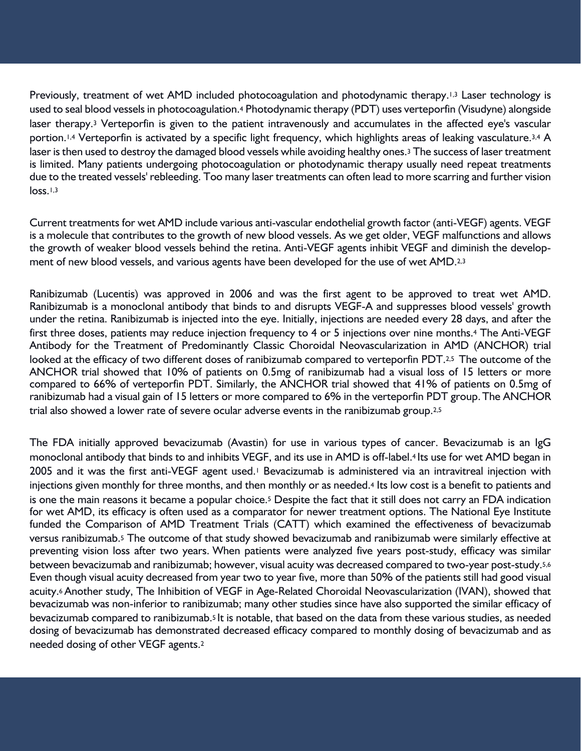Previously, treatment of wet AMD included photocoagulation and photodynamic therapy.[1,3] Laser technology is used to seal blood vessels in photocoagulation.[4] Photodynamic therapy (PDT) uses verteporfin (Visudyne) alongside laser therapy.[3] Verteporfin is given to the patient intravenously and accumulates in the affected eye's vascular portion.[1,4] Verteporfin is activated by a specific light frequency, which highlights areas of leaking vasculature.[3,4] A laser is then used to destroy the damaged blood vessels while avoiding healthy ones.[3] The success of laser treatment is limited. Many patients undergoing photocoagulation or photodynamic therapy usually need repeat treatments due to the treated vessels' rebleeding. Too many laser treatments can often lead to more scarring and further vision loss.[1,3]

Current treatments for wet AMD include various anti-vascular endothelial growth factor (anti-VEGF) agents. VEGF is a molecule that contributes to the growth of new blood vessels. As we get older, VEGF malfunctions and allows the growth of weaker blood vessels behind the retina. Anti-VEGF agents inhibit VEGF and diminish the development of new blood vessels, and various agents have been developed for the use of wet AMD.[2,3]

Ranibizumab (Lucentis) was approved in 2006 and was the first agent to be approved to treat wet AMD. Ranibizumab is a monoclonal antibody that binds to and disrupts VEGF-A and suppresses blood vessels' growth under the retina. Ranibizumab is injected into the eye. Initially, injections are needed every 28 days, and after the first three doses, patients may reduce injection frequency to 4 or 5 injections over nine months.[4] The Anti-VEGF Antibody for the Treatment of Predominantly Classic Choroidal Neovascularization in AMD (ANCHOR) trial looked at the efficacy of two different doses of ranibizumab compared to verteporfin PDT.[2,5] The outcome of the ANCHOR trial showed that 10% of patients on 0.5mg of ranibizumab had a visual loss of 15 letters or more compared to 66% of verteporfin PDT. Similarly, the ANCHOR trial showed that 41% of patients on 0.5mg of ranibizumab had a visual gain of 15 letters or more compared to 6% in the verteporfin PDT group. The ANCHOR trial also showed a lower rate of severe ocular adverse events in the ranibizumab group.[2,5]

The FDA initially approved bevacizumab (Avastin) for use in various types of cancer. Bevacizumab is an IgG monoclonal antibody that binds to and inhibits VEGF, and its use in AMD is off-label.[4] Its use for wet AMD began in 2005 and it was the first anti-VEGF agent used.[1] Bevacizumab is administered via an intravitreal injection with injections given monthly for three months, and then monthly or as needed.[4] Its low cost is a benefit to patients and is one the main reasons it became a popular choice.[5] Despite the fact that it still does not carry an FDA indication for wet AMD, its efficacy is often used as a comparator for newer treatment options. The National Eye Institute funded the Comparison of AMD Treatment Trials (CATT) which examined the effectiveness of bevacizumab versus ranibizumab.[5] The outcome of that study showed bevacizumab and ranibizumab were similarly effective at preventing vision loss after two years. When patients were analyzed five years post-study, efficacy was similar between bevacizumab and ranibizumab; however, visual acuity was decreased compared to two-year post-study.[5,6] Even though visual acuity decreased from year two to year five, more than 50% of the patients still had good visual acuity.[6] Another study, The Inhibition of VEGF in Age-Related Choroidal Neovascularization (IVAN), showed that bevacizumab was non-inferior to ranibizumab; many other studies since have also supported the similar efficacy of bevacizumab compared to ranibizumab.[5] It is notable, that based on the data from these various studies, as needed dosing of bevacizumab has demonstrated decreased efficacy compared to monthly dosing of bevacizumab and as needed dosing of other VEGF agents.[2]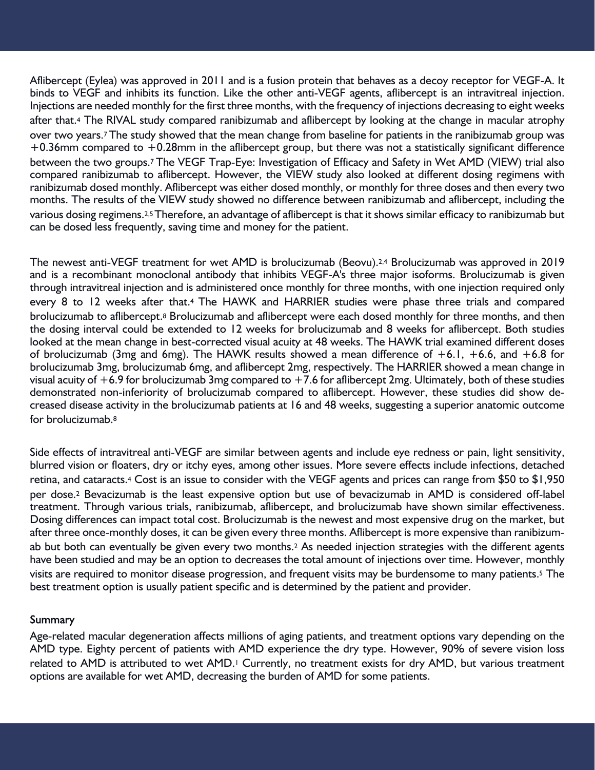Aflibercept (Eylea) was approved in 2011 and is a fusion protein that behaves as a decoy receptor for VEGF-A. It binds to VEGF and inhibits its function. Like the other anti-VEGF agents, aflibercept is an intravitreal injection. Injections are needed monthly for the first three months, with the frequency of injections decreasing to eight weeks after that.[4] The RIVAL study compared ranibizumab and aflibercept by looking at the change in macular atrophy over two years.[7] The study showed that the mean change from baseline for patients in the ranibizumab group was +0.36mm compared to +0.28mm in the aflibercept group, but there was not a statistically significant difference between the two groups.[7] The VEGF Trap-Eye: Investigation of Efficacy and Safety in Wet AMD (VIEW) trial also compared ranibizumab to aflibercept. However, the VIEW study also looked at different dosing regimens with ranibizumab dosed monthly. Aflibercept was either dosed monthly, or monthly for three doses and then every two months. The results of the VIEW study showed no difference between ranibizumab and aflibercept, including the various dosing regimens.[2,5] Therefore, an advantage of aflibercept is that it shows similar efficacy to ranibizumab but can be dosed less frequently, saving time and money for the patient.

The newest anti-VEGF treatment for wet AMD is brolucizumab (Beovu).[2,4] Brolucizumab was approved in 2019 and is a recombinant monoclonal antibody that inhibits VEGF-A's three major isoforms. Brolucizumab is given through intravitreal injection and is administered once monthly for three months, with one injection required only every 8 to 12 weeks after that.[4] The HAWK and HARRIER studies were phase three trials and compared brolucizumab to aflibercept.[8] Brolucizumab and aflibercept were each dosed monthly for three months, and then the dosing interval could be extended to 12 weeks for brolucizumab and 8 weeks for aflibercept. Both studies looked at the mean change in best-corrected visual acuity at 48 weeks. The HAWK trial examined different doses of brolucizumab (3mg and 6mg). The HAWK results showed a mean difference of +6.1, +6.6, and +6.8 for brolucizumab 3mg, brolucizumab 6mg, and aflibercept 2mg, respectively. The HARRIER showed a mean change in visual acuity of +6.9 for brolucizumab 3mg compared to +7.6 for aflibercept 2mg. Ultimately, both of these studies demonstrated non-inferiority of brolucizumab compared to aflibercept. However, these studies did show decreased disease activity in the brolucizumab patients at 16 and 48 weeks, suggesting a superior anatomic outcome for brolucizumab.[8]

Side effects of intravitreal anti-VEGF are similar between agents and include eye redness or pain, light sensitivity, blurred vision or floaters, dry or itchy eyes, among other issues. More severe effects include infections, detached retina, and cataracts.[4] Cost is an issue to consider with the VEGF agents and prices can range from $50 to $1,950 per dose.[2] Bevacizumab is the least expensive option but use of bevacizumab in AMD is considered off-label treatment. Through various trials, ranibizumab, aflibercept, and brolucizumab have shown similar effectiveness. Dosing differences can impact total cost. Brolucizumab is the newest and most expensive drug on the market, but after three once-monthly doses, it can be given every three months. Aflibercept is more expensive than ranibizumab but both can eventually be given every two months.[2] As needed injection strategies with the different agents have been studied and may be an option to decreases the total amount of injections over time. However, monthly visits are required to monitor disease progression, and frequent visits may be burdensome to many patients.[5] The best treatment option is usually patient specific and is determined by the patient and provider.

## Summary

Age-related macular degeneration affects millions of aging patients, and treatment options vary depending on the AMD type. Eighty percent of patients with AMD experience the dry type. However, 90% of severe vision loss related to AMD is attributed to wet AMD.[1] Currently, no treatment exists for dry AMD, but various treatment options are available for wet AMD, decreasing the burden of AMD for some patients.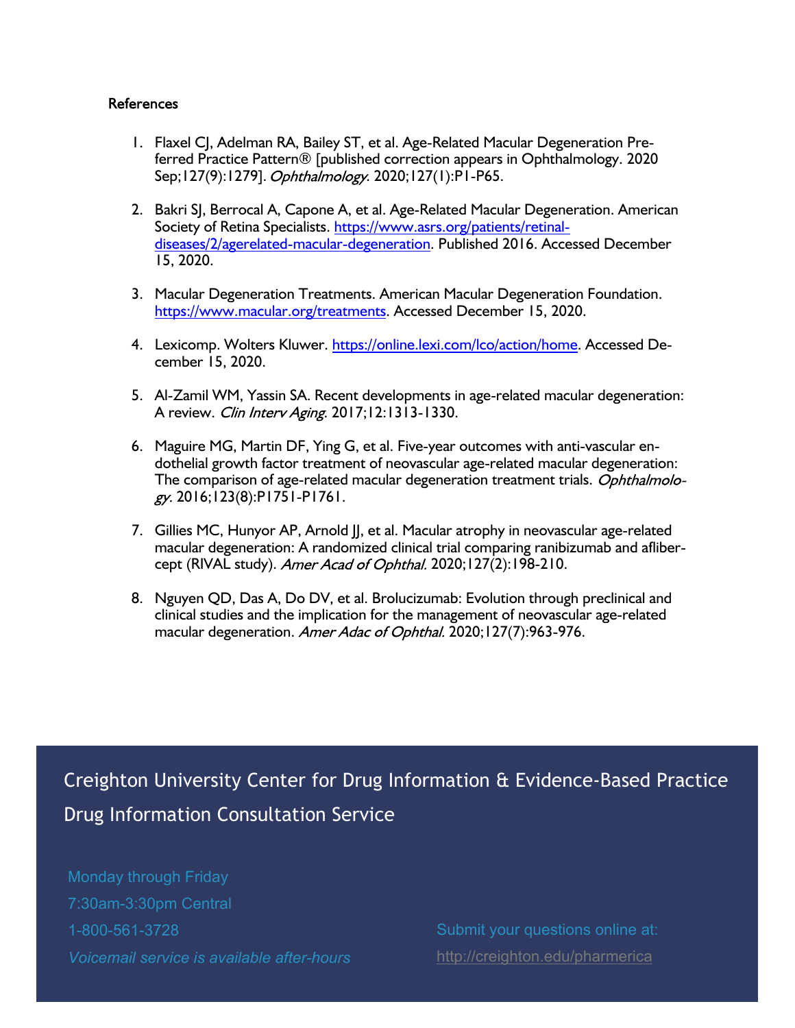## References

1. Flaxel CJ, Adelman RA, Bailey ST, et al. Age-Related Macular Degeneration Preferred Practice Pattern® [published correction appears in Ophthalmology. 2020 Sep;127(9):1279]. *Ophthalmology*. 2020;127(1):P1-P65.

2. Bakri SJ, Berrocal A, Capone A, et al. Age-Related Macular Degeneration. American Society of Retina Specialists. [https://www.asrs.org/patients/retinal-diseases/2/agerelated-macular-degeneration](https://www.asrs.org/patients/retinal-diseases/2/agerelated-macular-degeneration). Published 2016. Accessed December 15, 2020.

3. Macular Degeneration Treatments. American Macular Degeneration Foundation. [https://www.macular.org/treatments](https://www.macular.org/treatments). Accessed December 15, 2020.

4. Lexicomp. Wolters Kluwer. [https://online.lexi.com/lco/action/home](https://online.lexi.com/lco/action/home). Accessed December 15, 2020.

5. Al-Zamil WM, Yassin SA. Recent developments in age-related macular degeneration: A review. *Clin Interv Aging*. 2017;12:1313-1330.

6. Maguire MG, Martin DF, Ying G, et al. Five-year outcomes with anti-vascular endothelial growth factor treatment of neovascular age-related macular degeneration: The comparison of age-related macular degeneration treatment trials. *Ophthalmology*. 2016;123(8):P1751-P1761.

7. Gillies MC, Hunyor AP, Arnold JJ, et al. Macular atrophy in neovascular age-related macular degeneration: A randomized clinical trial comparing ranibizumab and aflibercept (RIVAL study). *Amer Acad of Ophthal.* 2020;127(2):198-210.

8. Nguyen QD, Das A, Do DV, et al. Brolucizumab: Evolution through preclinical and clinical studies and the implication for the management of neovascular age-related macular degeneration. *Amer Adac of Ophthal.* 2020;127(7):963-976.

Creighton University Center for Drug Information & Evidence-Based Practice

Drug Information Consultation Service

Monday through Friday

7:30am-3:30pm Central

1-800-561-3728

*Voicemail service is available after-hours*

Submit your questions online at:

[http://creighton.edu/pharmerica](http://creighton.edu/pharmerica)